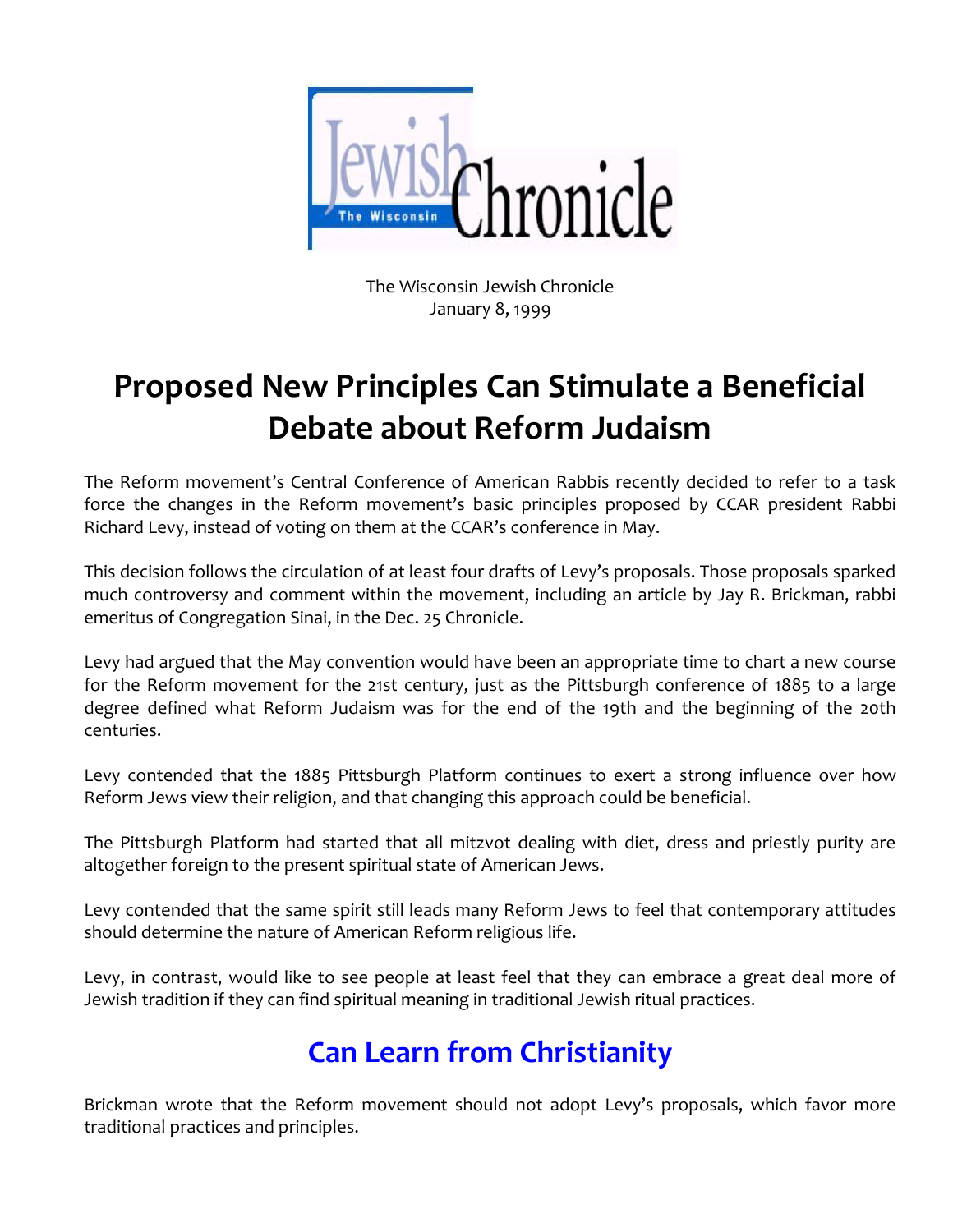The Wisconsin Jewish Chronicle
January 8, 1999

# Proposed New Principles Can Stimulate a Beneficial Debate about Reform Judaism

The Reform movement's Central Conference of American Rabbis recently decided to refer to a task force the changes in the Reform movement's basic principles proposed by CCAR president Rabbi Richard Levy, instead of voting on them at the CCAR's conference in May.

This decision follows the circulation of at least four drafts of Levy's proposals. Those proposals sparked much controversy and comment within the movement, including an article by Jay R. Brickman, rabbi emeritus of Congregation Sinai, in the Dec. 25 Chronicle.

Levy had argued that the May convention would have been an appropriate time to chart a new course for the Reform movement for the 21st century, just as the Pittsburgh conference of 1885 to a large degree defined what Reform Judaism was for the end of the 19th and the beginning of the 20th centuries.

Levy contended that the 1885 Pittsburgh Platform continues to exert a strong influence over how Reform Jews view their religion, and that changing this approach could be beneficial.

The Pittsburgh Platform had started that all mitzvot dealing with diet, dress and priestly purity are altogether foreign to the present spiritual state of American Jews.

Levy contended that the same spirit still leads many Reform Jews to feel that contemporary attitudes should determine the nature of American Reform religious life.

Levy, in contrast, would like to see people at least feel that they can embrace a great deal more of Jewish tradition if they can find spiritual meaning in traditional Jewish ritual practices.

## Can Learn from Christianity

Brickman wrote that the Reform movement should not adopt Levy's proposals, which favor more traditional practices and principles.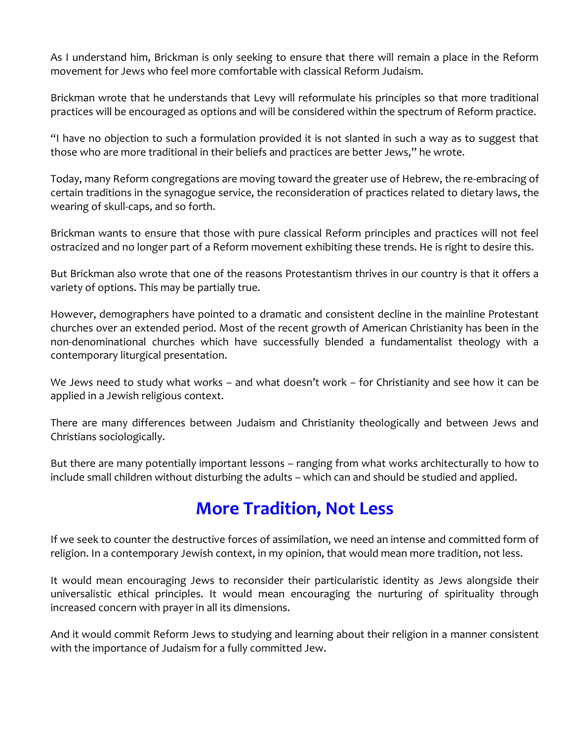As I understand him, Brickman is only seeking to ensure that there will remain a place in the Reform movement for Jews who feel more comfortable with classical Reform Judaism.

Brickman wrote that he understands that Levy will reformulate his principles so that more traditional practices will be encouraged as options and will be considered within the spectrum of Reform practice.

"I have no objection to such a formulation provided it is not slanted in such a way as to suggest that those who are more traditional in their beliefs and practices are better Jews," he wrote.

Today, many Reform congregations are moving toward the greater use of Hebrew, the re-embracing of certain traditions in the synagogue service, the reconsideration of practices related to dietary laws, the wearing of skull-caps, and so forth.

Brickman wants to ensure that those with pure classical Reform principles and practices will not feel ostracized and no longer part of a Reform movement exhibiting these trends. He is right to desire this.

But Brickman also wrote that one of the reasons Protestantism thrives in our country is that it offers a variety of options. This may be partially true.

However, demographers have pointed to a dramatic and consistent decline in the mainline Protestant churches over an extended period. Most of the recent growth of American Christianity has been in the non-denominational churches which have successfully blended a fundamentalist theology with a contemporary liturgical presentation.

We Jews need to study what works – and what doesn't work – for Christianity and see how it can be applied in a Jewish religious context.

There are many differences between Judaism and Christianity theologically and between Jews and Christians sociologically.

But there are many potentially important lessons – ranging from what works architecturally to how to include small children without disturbing the adults – which can and should be studied and applied.

## More Tradition, Not Less

If we seek to counter the destructive forces of assimilation, we need an intense and committed form of religion. In a contemporary Jewish context, in my opinion, that would mean more tradition, not less.

It would mean encouraging Jews to reconsider their particularistic identity as Jews alongside their universalistic ethical principles. It would mean encouraging the nurturing of spirituality through increased concern with prayer in all its dimensions.

And it would commit Reform Jews to studying and learning about their religion in a manner consistent with the importance of Judaism for a fully committed Jew.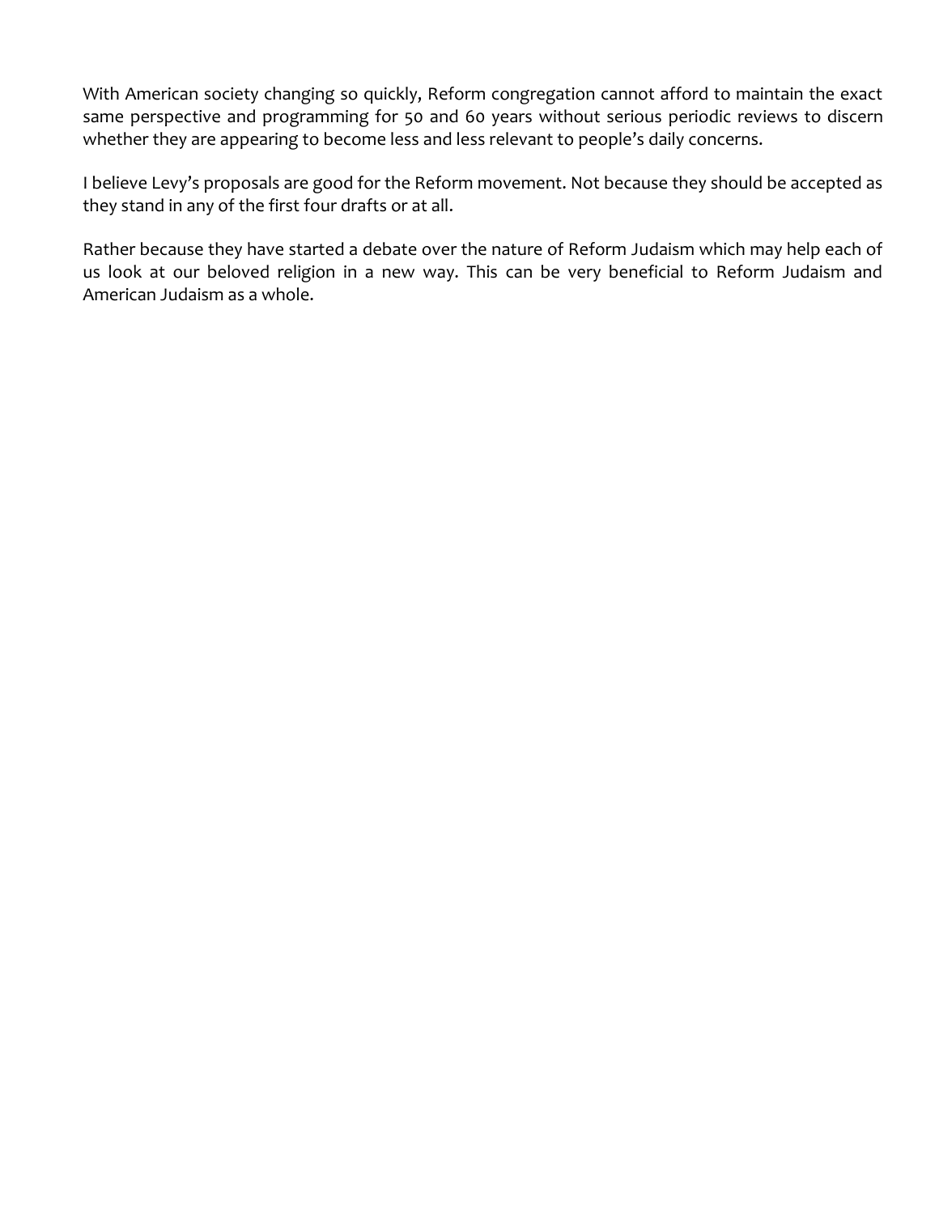With American society changing so quickly, Reform congregation cannot afford to maintain the exact same perspective and programming for 50 and 60 years without serious periodic reviews to discern whether they are appearing to become less and less relevant to people's daily concerns.

I believe Levy's proposals are good for the Reform movement. Not because they should be accepted as they stand in any of the first four drafts or at all.

Rather because they have started a debate over the nature of Reform Judaism which may help each of us look at our beloved religion in a new way. This can be very beneficial to Reform Judaism and American Judaism as a whole.